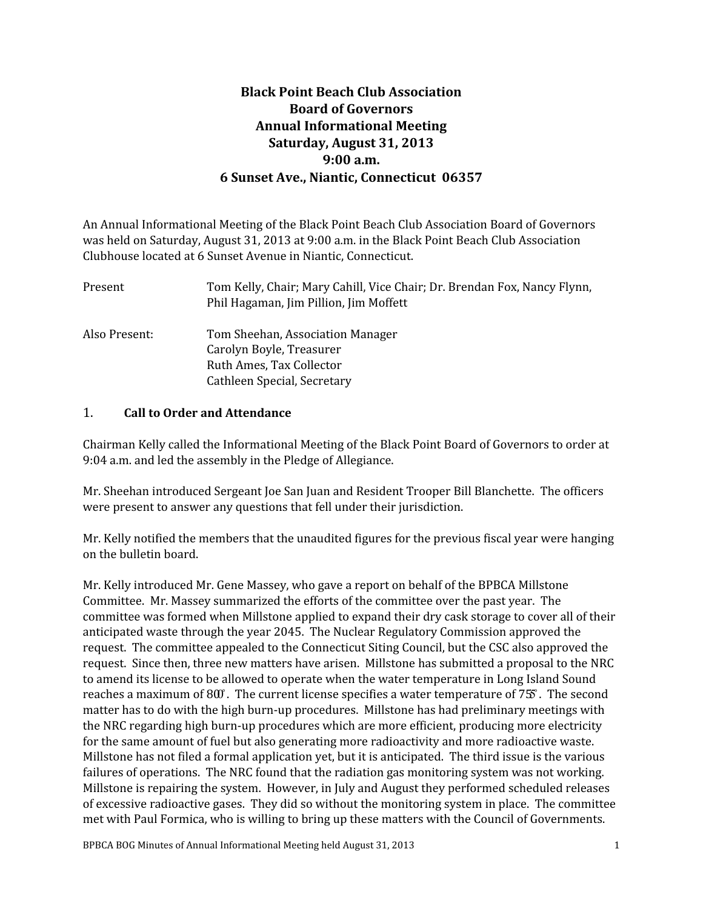# Black Point Beach Club Association
## Board of Governors
## Annual Informational Meeting
## Saturday, August 31, 2013
## 9:00 a.m.
## 6 Sunset Ave., Niantic, Connecticut 06357

An Annual Informational Meeting of the Black Point Beach Club Association Board of Governors was held on Saturday, August 31, 2013 at 9:00 a.m. in the Black Point Beach Club Association Clubhouse located at 6 Sunset Avenue in Niantic, Connecticut.

| | |
|---|---|
| Present | Tom Kelly, Chair; Mary Cahill, Vice Chair; Dr. Brendan Fox, Nancy Flynn, Phil Hagaman, Jim Pillion, Jim Moffett |
| Also Present: | Tom Sheehan, Association Manager<br>Carolyn Boyle, Treasurer<br>Ruth Ames, Tax Collector<br>Cathleen Special, Secretary |

1. **Call to Order and Attendance**

Chairman Kelly called the Informational Meeting of the Black Point Board of Governors to order at 9:04 a.m. and led the assembly in the Pledge of Allegiance.

Mr. Sheehan introduced Sergeant Joe San Juan and Resident Trooper Bill Blanchette. The officers were present to answer any questions that fell under their jurisdiction.

Mr. Kelly notified the members that the unaudited figures for the previous fiscal year were hanging on the bulletin board.

Mr. Kelly introduced Mr. Gene Massey, who gave a report on behalf of the BPBCA Millstone Committee. Mr. Massey summarized the efforts of the committee over the past year. The committee was formed when Millstone applied to expand their dry cask storage to cover all of their anticipated waste through the year 2045. The Nuclear Regulatory Commission approved the request. The committee appealed to the Connecticut Siting Council, but the CSC also approved the request. Since then, three new matters have arisen. Millstone has submitted a proposal to the NRC to amend its license to be allowed to operate when the water temperature in Long Island Sound reaches a maximum of 80°. The current license specifies a water temperature of 75°. The second matter has to do with the high burn-up procedures. Millstone has had preliminary meetings with the NRC regarding high burn-up procedures which are more efficient, producing more electricity for the same amount of fuel but also generating more radioactivity and more radioactive waste. Millstone has not filed a formal application yet, but it is anticipated. The third issue is the various failures of operations. The NRC found that the radiation gas monitoring system was not working. Millstone is repairing the system. However, in July and August they performed scheduled releases of excessive radioactive gases. They did so without the monitoring system in place. The committee met with Paul Formica, who is willing to bring up these matters with the Council of Governments.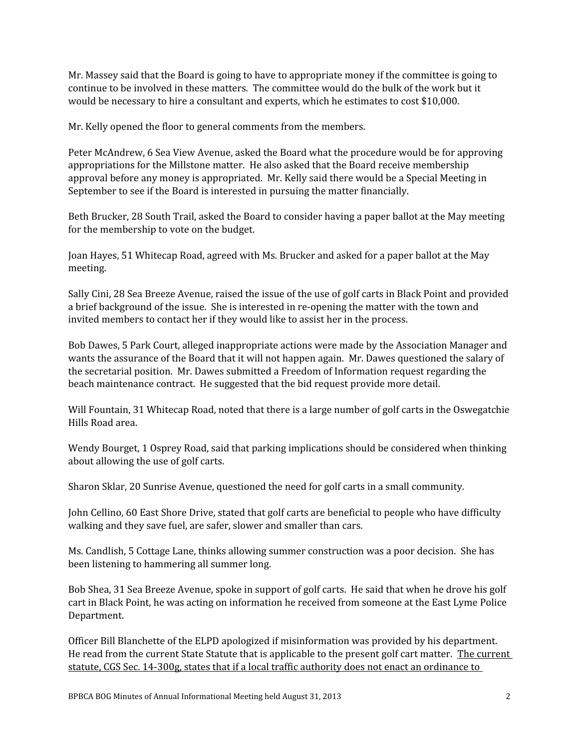Mr. Massey said that the Board is going to have to appropriate money if the committee is going to continue to be involved in these matters. The committee would do the bulk of the work but it would be necessary to hire a consultant and experts, which he estimates to cost $10,000.

Mr. Kelly opened the floor to general comments from the members.

Peter McAndrew, 6 Sea View Avenue, asked the Board what the procedure would be for approving appropriations for the Millstone matter. He also asked that the Board receive membership approval before any money is appropriated. Mr. Kelly said there would be a Special Meeting in September to see if the Board is interested in pursuing the matter financially.

Beth Brucker, 28 South Trail, asked the Board to consider having a paper ballot at the May meeting for the membership to vote on the budget.

Joan Hayes, 51 Whitecap Road, agreed with Ms. Brucker and asked for a paper ballot at the May meeting.

Sally Cini, 28 Sea Breeze Avenue, raised the issue of the use of golf carts in Black Point and provided a brief background of the issue. She is interested in re-opening the matter with the town and invited members to contact her if they would like to assist her in the process.

Bob Dawes, 5 Park Court, alleged inappropriate actions were made by the Association Manager and wants the assurance of the Board that it will not happen again. Mr. Dawes questioned the salary of the secretarial position. Mr. Dawes submitted a Freedom of Information request regarding the beach maintenance contract. He suggested that the bid request provide more detail.

Will Fountain, 31 Whitecap Road, noted that there is a large number of golf carts in the Oswegatchie Hills Road area.

Wendy Bourget, 1 Osprey Road, said that parking implications should be considered when thinking about allowing the use of golf carts.

Sharon Sklar, 20 Sunrise Avenue, questioned the need for golf carts in a small community.

John Cellino, 60 East Shore Drive, stated that golf carts are beneficial to people who have difficulty walking and they save fuel, are safer, slower and smaller than cars.

Ms. Candlish, 5 Cottage Lane, thinks allowing summer construction was a poor decision. She has been listening to hammering all summer long.

Bob Shea, 31 Sea Breeze Avenue, spoke in support of golf carts. He said that when he drove his golf cart in Black Point, he was acting on information he received from someone at the East Lyme Police Department.

Officer Bill Blanchette of the ELPD apologized if misinformation was provided by his department. He read from the current State Statute that is applicable to the present golf cart matter. <u>The current statute, CGS Sec. 14-300g, states that if a local traffic authority does not enact an ordinance to</u>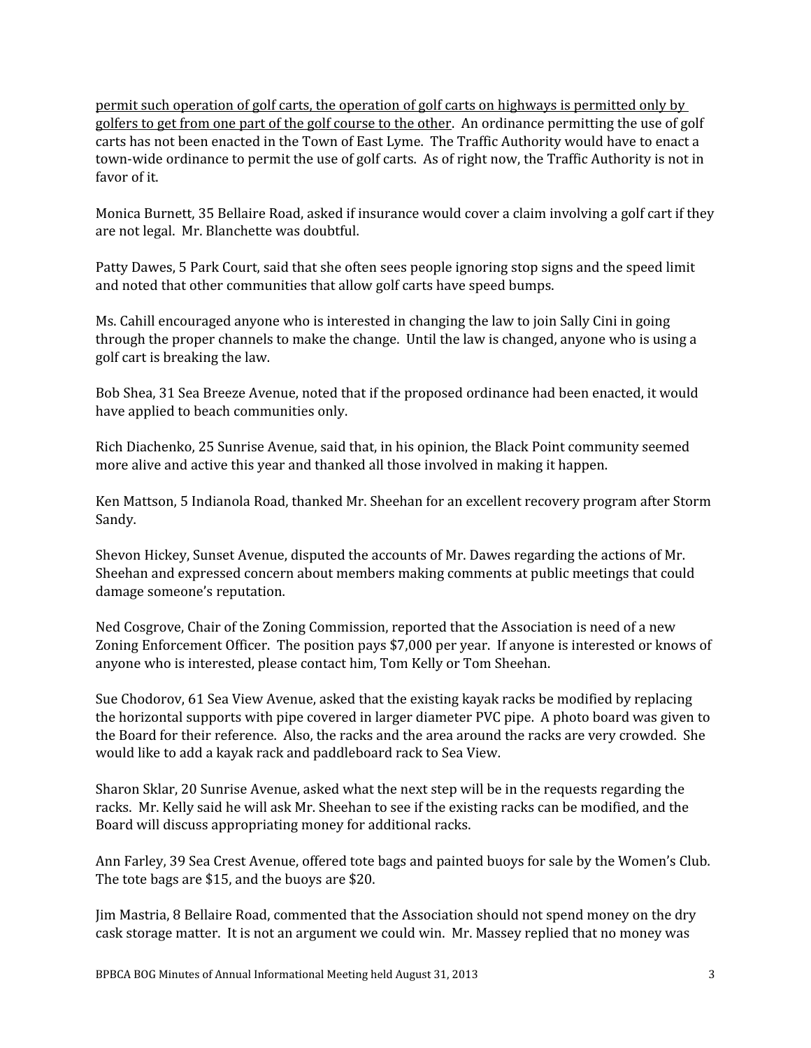permit such operation of golf carts, the operation of golf carts on highways is permitted only by golfers to get from one part of the golf course to the other. An ordinance permitting the use of golf carts has not been enacted in the Town of East Lyme. The Traffic Authority would have to enact a town-wide ordinance to permit the use of golf carts. As of right now, the Traffic Authority is not in favor of it.

Monica Burnett, 35 Bellaire Road, asked if insurance would cover a claim involving a golf cart if they are not legal. Mr. Blanchette was doubtful.

Patty Dawes, 5 Park Court, said that she often sees people ignoring stop signs and the speed limit and noted that other communities that allow golf carts have speed bumps.

Ms. Cahill encouraged anyone who is interested in changing the law to join Sally Cini in going through the proper channels to make the change. Until the law is changed, anyone who is using a golf cart is breaking the law.

Bob Shea, 31 Sea Breeze Avenue, noted that if the proposed ordinance had been enacted, it would have applied to beach communities only.

Rich Diachenko, 25 Sunrise Avenue, said that, in his opinion, the Black Point community seemed more alive and active this year and thanked all those involved in making it happen.

Ken Mattson, 5 Indianola Road, thanked Mr. Sheehan for an excellent recovery program after Storm Sandy.

Shevon Hickey, Sunset Avenue, disputed the accounts of Mr. Dawes regarding the actions of Mr. Sheehan and expressed concern about members making comments at public meetings that could damage someone's reputation.

Ned Cosgrove, Chair of the Zoning Commission, reported that the Association is need of a new Zoning Enforcement Officer. The position pays $7,000 per year. If anyone is interested or knows of anyone who is interested, please contact him, Tom Kelly or Tom Sheehan.

Sue Chodorov, 61 Sea View Avenue, asked that the existing kayak racks be modified by replacing the horizontal supports with pipe covered in larger diameter PVC pipe. A photo board was given to the Board for their reference. Also, the racks and the area around the racks are very crowded. She would like to add a kayak rack and paddleboard rack to Sea View.

Sharon Sklar, 20 Sunrise Avenue, asked what the next step will be in the requests regarding the racks. Mr. Kelly said he will ask Mr. Sheehan to see if the existing racks can be modified, and the Board will discuss appropriating money for additional racks.

Ann Farley, 39 Sea Crest Avenue, offered tote bags and painted buoys for sale by the Women's Club. The tote bags are $15, and the buoys are $20.

Jim Mastria, 8 Bellaire Road, commented that the Association should not spend money on the dry cask storage matter. It is not an argument we could win. Mr. Massey replied that no money was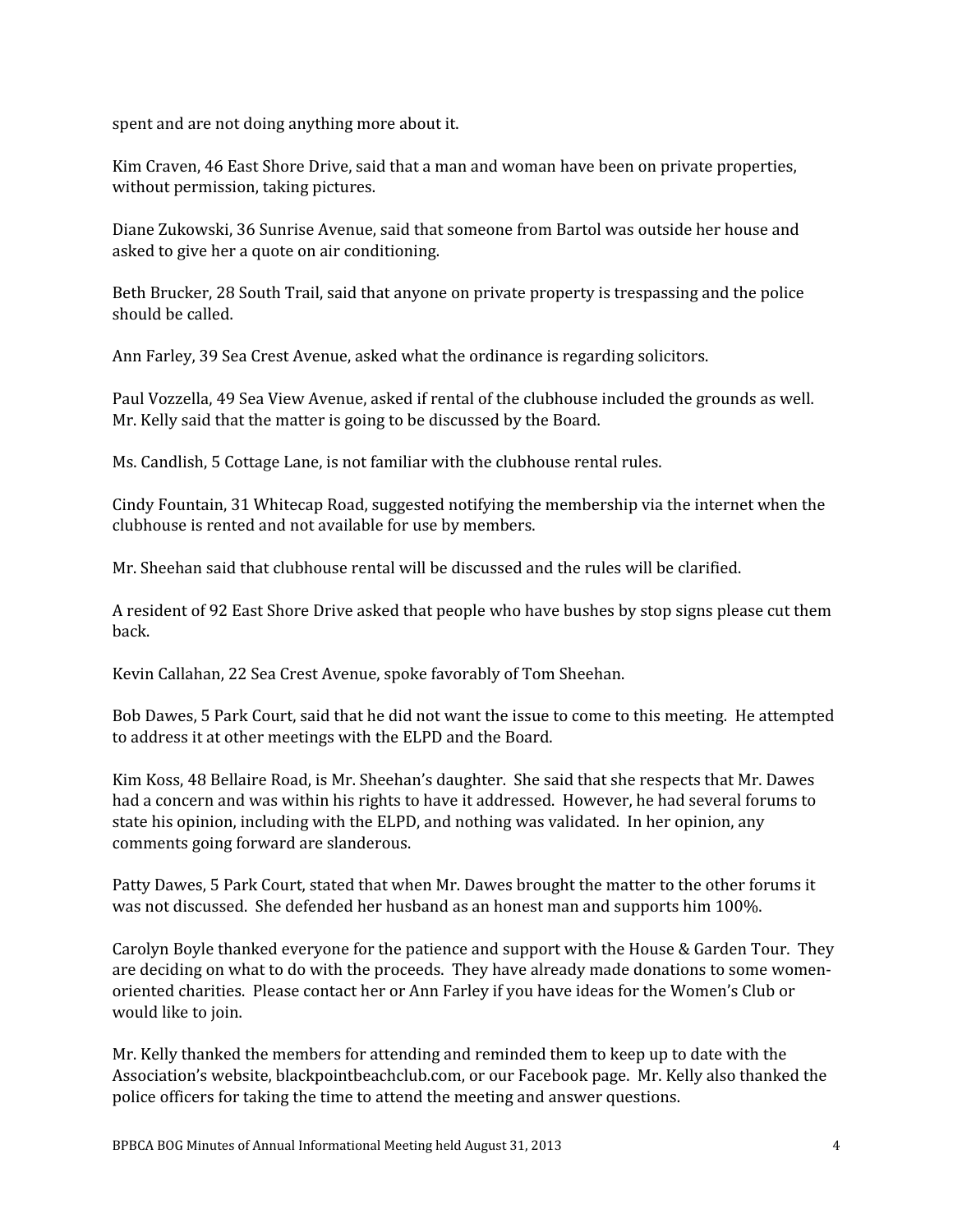spent and are not doing anything more about it.

Kim Craven, 46 East Shore Drive, said that a man and woman have been on private properties, without permission, taking pictures.

Diane Zukowski, 36 Sunrise Avenue, said that someone from Bartol was outside her house and asked to give her a quote on air conditioning.

Beth Brucker, 28 South Trail, said that anyone on private property is trespassing and the police should be called.

Ann Farley, 39 Sea Crest Avenue, asked what the ordinance is regarding solicitors.

Paul Vozzella, 49 Sea View Avenue, asked if rental of the clubhouse included the grounds as well. Mr. Kelly said that the matter is going to be discussed by the Board.

Ms. Candlish, 5 Cottage Lane, is not familiar with the clubhouse rental rules.

Cindy Fountain, 31 Whitecap Road, suggested notifying the membership via the internet when the clubhouse is rented and not available for use by members.

Mr. Sheehan said that clubhouse rental will be discussed and the rules will be clarified.

A resident of 92 East Shore Drive asked that people who have bushes by stop signs please cut them back.

Kevin Callahan, 22 Sea Crest Avenue, spoke favorably of Tom Sheehan.

Bob Dawes, 5 Park Court, said that he did not want the issue to come to this meeting. He attempted to address it at other meetings with the ELPD and the Board.

Kim Koss, 48 Bellaire Road, is Mr. Sheehan's daughter. She said that she respects that Mr. Dawes had a concern and was within his rights to have it addressed. However, he had several forums to state his opinion, including with the ELPD, and nothing was validated. In her opinion, any comments going forward are slanderous.

Patty Dawes, 5 Park Court, stated that when Mr. Dawes brought the matter to the other forums it was not discussed. She defended her husband as an honest man and supports him 100%.

Carolyn Boyle thanked everyone for the patience and support with the House & Garden Tour. They are deciding on what to do with the proceeds. They have already made donations to some women-oriented charities. Please contact her or Ann Farley if you have ideas for the Women's Club or would like to join.

Mr. Kelly thanked the members for attending and reminded them to keep up to date with the Association's website, blackpointbeachclub.com, or our Facebook page. Mr. Kelly also thanked the police officers for taking the time to attend the meeting and answer questions.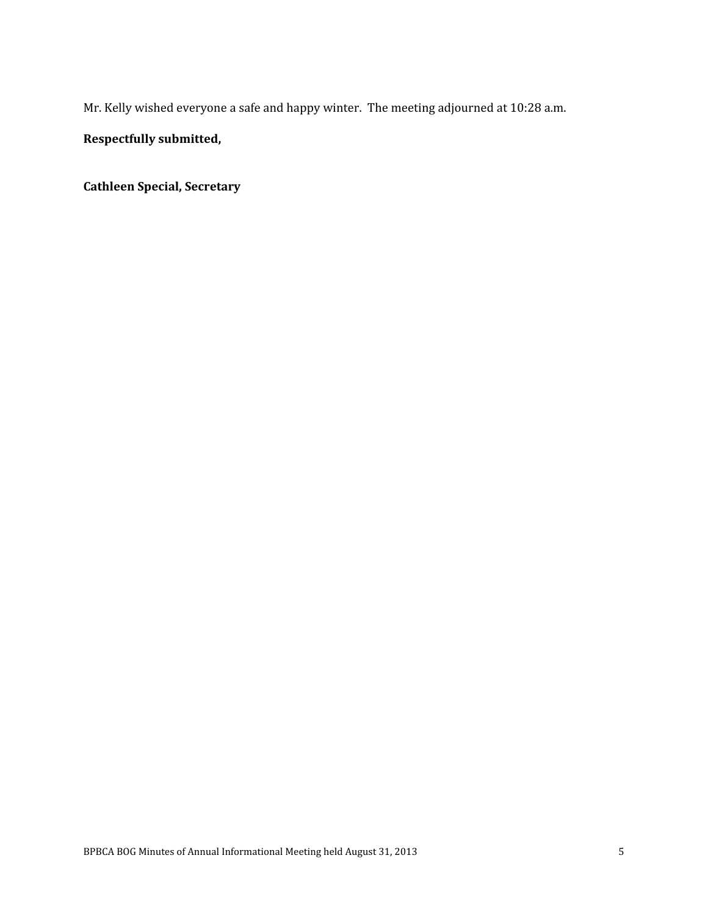Mr. Kelly wished everyone a safe and happy winter.  The meeting adjourned at 10:28 a.m.

**Respectfully submitted,**

**Cathleen Special, Secretary**